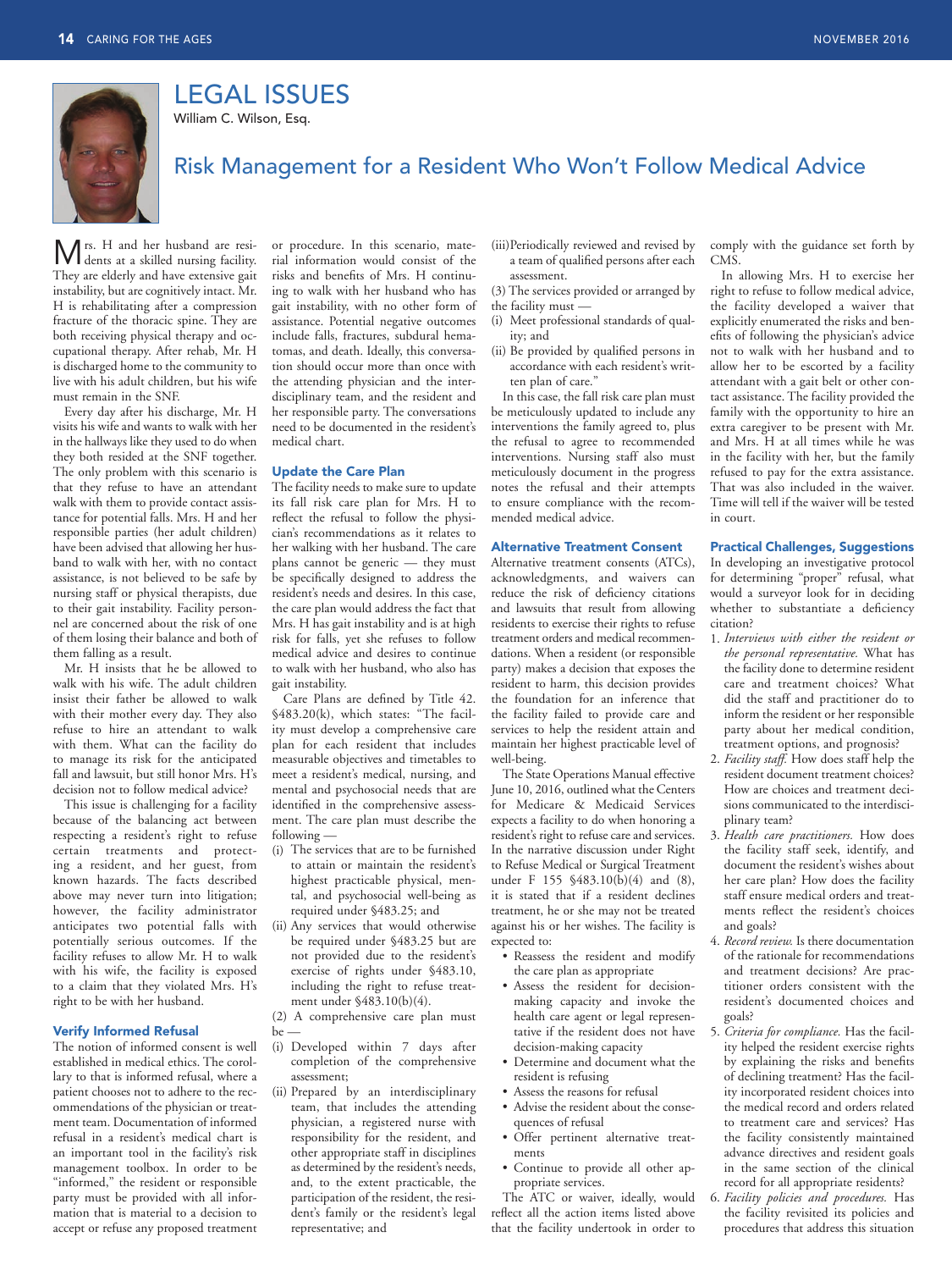

# LEGAL ISSUES

William C. Wilson, Esq.

## Risk Management for a Resident Who Won't Follow Medical Advice

They ar e elderly and have extensive gait Mrs. H and her husband are resi-dents at a skilled nursing facility. instability, but are cognitively intact. Mr. H is rehabilitating after a compression fracture of the thoracic spine. They are both receiving physical therapy and occupational therapy. After rehab, Mr. H is discharged home to the community to live with his adult children, but his wife must remain in the SNF.

 Every day after his discharge, Mr. H visits his wife and wants to walk with her in the hallways like they used to do when they both resided at the SNF together. The only problem with this scenario is that they refuse to have an attendant walk with them to provide contact assistance for potential falls. Mrs. H and her responsible parties (her adult children) have been advised that allowing her husband to walk with her, with no contact assistance, is not believed to be safe by nursing staff or physical therapists, due to their gait instability. Facility personnel are concerned about the risk of one of them losing their balance and both of them falling as a result.

Mr. H insists that he be allowed to walk with his wife. The adult children insist their father be allowed to walk with their mother every day. They also refuse to hire an attendant to walk with them. What can the facility do to manage its risk for the anticipated fall and lawsuit, but still honor Mrs. H's decision not to follow medical advice?

This issue is challenging for a facility because of the balancing act between respecting a resident's right to refuse certain treatments and protecting a resident, and her guest, from known hazards. The facts described above may never turn into litigation; however, the facility administrator anticipates two potential falls with potentially serious outcomes. If the facility refuses to allow Mr. H to walk with his wife, the facility is exposed to a claim that they violated Mrs. H's right to be with her husband.

### Verify Informed Refusal

The notion of informed consent is well established in medical ethics. The corollary to that is informed refusal, where a patient chooses not to adhere to the recommendations of the physician or treatment team. Documentation of informed refusal in a resident's medical chart is an important tool in the facility's risk management toolbox. In order to be "informed," the resident or responsible party must be provided with all information that is material to a decision to accept or refuse any proposed treatment

or procedure. In this scenario, material information would consist of the risks and benefits of Mrs. H continuing to walk with her husband who has gait instability, with no other form of assistance. Potential negative outcomes include falls, fractures, subdural hematomas, and death. Ideally, this conversation should occur more than once with the attending physician and the interdisciplinary team, and the resident and her responsible party. The conversations need to be documented in the resident's medical chart.

### Update the Care Plan

The facility needs to make sure to update its fall risk care plan for Mrs. H to reflect the refusal to follow the physician's recommendations as it relates to her walking with her husband. The care plans cannot be generic — they must be specifically designed to address the resident's needs and desires. In this case, the care plan would address the fact that Mrs. H has gait instability and is at high risk for falls, yet she refuses to follow medical advice and desires to continue to walk with her husband, who also has gait instability.

Care Plans are defined by Title 42. §483.20(k), which states: "The facility must develop a comprehensive care plan for each resident that includes measurable objectives and timetables to meet a resident's medical, nursing, and mental and psychosocial needs that are identified in the comprehensive assessment. The care plan must describe the following —

- (i) The services that are to be furnished to attain or maintain the resident's highest practicable physical, mental, and psychosocial well-being as required under §483.25; and
- (ii) Any services that would otherwise be required under §483.25 but are not provided due to the resident's exercise of rights under §483.10, including the right to refuse treatment under §483.10(b)(4).
- (2) A comprehensive care plan must  $be$
- (i) Developed within 7 days after completion of the comprehensive assessment;
- (ii) Prepared by an interdisciplinary team, that includes the attending physician, a registered nurse with responsibility for the resident, and other appropriate staff in disciplines as determined by the resident's needs, and, to the extent practicable, the participation of the resident, the resident's family or the resident's legal representative; and
- (iii)Periodically reviewed and revised by a team of qualified persons after each assessment.
- (3) The services provided or arranged by the facility must —
- 
- (i) Meet professional standards of quality; and
- (ii) Be provided by qualified persons in accordance with each resident's written plan of care."

In this case, the fall risk care plan must be meticulously updated to include any interventions the family agreed to, plus the refusal to agree to recommended interventions. Nursing staff also must meticulously document in the progress notes the refusal and their attempts to ensure compliance with the recommended medical advice.

### Alternative Treatment Consent

Alternative treatment consents (ATCs), acknowledgments, and waivers can reduce the risk of deficiency citations and lawsuits that result from allowing residents to exercise their rights to refuse treatment orders and medical recommendations. When a resident (or responsible party) makes a decision that exposes the resident to harm, this decision provides the foundation for an inference that the facility failed to provide care and services to help the resident attain and maintain her highest practicable level of well-being.

The State Operations Manual effective June 10, 2016, outlined what the Centers for Medicare & Medicaid Services expects a facility to do when honoring a resident's right to refuse care and services. In the narrative discussion under Right to Refuse Medical or Surgical Treatment under F 155 §483.10(b)(4) and (8), it is stated that if a resident declines treatment, he or she may not be treated against his or her wishes. The facility is expected to:

- Reassess the resident and modify the care plan as appropriate
- Assess the resident for decisionmaking capacity and invoke the health care agent or legal representative if the resident does not have decision-making capacity
- Determine and document what the resident is refusing
- Assess the reasons for refusal
- Advise the resident about the consequences of refusal
- Offer pertinent alternative treatments
- Continue to provide all other appropriate services.

 The ATC or waiver, ideally, would reflect all the action items listed above that the facility undertook in order to

comply with the guidance set forth by CMS.

In allowing Mrs. H to exercise her right to refuse to follow medical advice, the facility developed a waiver that explicitly enumerated the risks and benefits of following the physician's advice not to walk with her husband and to allow her to be escorted by a facility attendant with a gait belt or other contact assistance. The facility provided the family with the opportunity to hire an extra caregiver to be present with Mr. and Mrs. H at all times while he was in the facility with her, but the family refused to pay for the extra assistance. That was also included in the waiver. Time will tell if the waiver will be tested in court.

### Practical Challenges, Suggestions

In developing an investigative protocol for determining "proper" refusal, what would a surveyor look for in deciding whether to substantiate a deficiency citation?

- 1. *Interviews with either the resident or the personal representative.* What has the facility done to determine resident care and treatment choices? What did the staff and practitioner do to inform the resident or her responsible party about her medical condition, treatment options, and prognosis?
- 2. *Facility staff.* How does staff help the resident document treatment choices? How are choices and treatment decisions communicated to the interdisciplinary team?
- 3. *Health care practitioners.* How does the facility staff seek, identify, and document the resident's wishes about her care plan? How does the facility staff ensure medical orders and treatments reflect the resident's choices and goals?
- 4. *Record review.* Is there documentation of the rationale for recommendations and treatment decisions? Are practitioner orders consistent with the resident's documented choices and goals?
- 5. *Criteria for compliance.* Has the facility helped the resident exercise rights by explaining the risks and benefits of declining treatment? Has the facility incorporated resident choices into the medical record and orders related to treatment care and services? Has the facility consistently maintained advance directives and resident goals in the same section of the clinical record for all appropriate residents?
- 6. *Facility policies and procedures.* Has the facility revisited its policies and procedures that address this situation